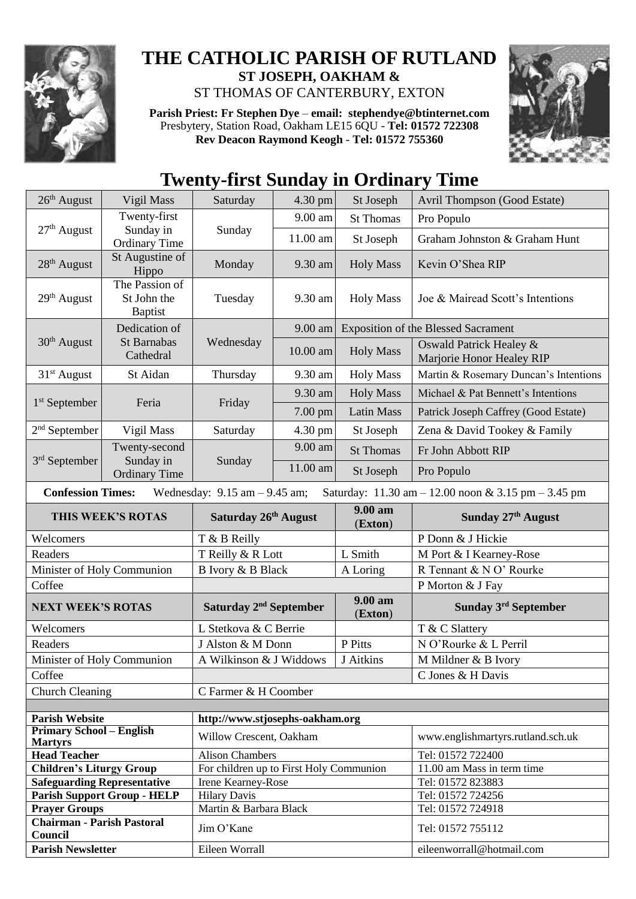# THE CATHOLIC PARISH OF RUTLAND

**ST JOSEPH, OAKHAM &**

ST THOMAS OF CANTERBURY, EXTON

**Parish Priest: Fr Stephen Dye** – **email: stephendye@btinternet.com**
Presbytery, Station Road, Oakham LE15 6QU - **Tel: 01572 722308**
**Rev Deacon Raymond Keogh - Tel: 01572 755360**

## Twenty-first Sunday in Ordinary Time

| | | | | | |
|---|---|---|---|---|---|
| 26th August | Vigil Mass | Saturday | 4.30 pm | St Joseph | Avril Thompson (Good Estate) |
| 27th August | Twenty-first Sunday in Ordinary Time | Sunday | 9.00 am | St Thomas | Pro Populo |
| | | | 11.00 am | St Joseph | Graham Johnston & Graham Hunt |
| 28th August | St Augustine of Hippo | Monday | 9.30 am | Holy Mass | Kevin O'Shea RIP |
| 29th August | The Passion of St John the Baptist | Tuesday | 9.30 am | Holy Mass | Joe & Mairead Scott's Intentions |
| 30th August | Dedication of St Barnabas Cathedral | Wednesday | 9.00 am | Exposition of the Blessed Sacrament | |
| | | | 10.00 am | Holy Mass | Oswald Patrick Healey & Marjorie Honor Healey RIP |
| 31st August | St Aidan | Thursday | 9.30 am | Holy Mass | Martin & Rosemary Duncan's Intentions |
| 1st September | Feria | Friday | 9.30 am | Holy Mass | Michael & Pat Bennett's Intentions |
| | | | 7.00 pm | Latin Mass | Patrick Joseph Caffrey (Good Estate) |
| 2nd September | Vigil Mass | Saturday | 4.30 pm | St Joseph | Zena & David Tookey & Family |
| 3rd September | Twenty-second Sunday in Ordinary Time | Sunday | 9.00 am | St Thomas | Fr John Abbott RIP |
| | | | 11.00 am | St Joseph | Pro Populo |

**Confession Times:** Wednesday: 9.15 am – 9.45 am; Saturday: 11.30 am – 12.00 noon & 3.15 pm – 3.45 pm

| THIS WEEK'S ROTAS | Saturday 26th August | 9.00 am (Exton) | Sunday 27th August |
|---|---|---|---|
| Welcomers | T & B Reilly | | P Donn & J Hickie |
| Readers | T Reilly & R Lott | L Smith | M Port & I Kearney-Rose |
| Minister of Holy Communion | B Ivory & B Black | A Loring | R Tennant & N O' Rourke |
| Coffee | | | P Morton & J Fay |
| **NEXT WEEK'S ROTAS** | **Saturday 2nd September** | **9.00 am (Exton)** | **Sunday 3rd September** |
| Welcomers | L Stetkova & C Berrie | | T & C Slattery |
| Readers | J Alston & M Donn | P Pitts | N O'Rourke & L Perril |
| Minister of Holy Communion | A Wilkinson & J Widdows | J Aitkins | M Mildner & B Ivory |
| Coffee | | | C Jones & H Davis |
| Church Cleaning | C Farmer & H Coomber | | |

| | | |
|---|---|---|
| **Parish Website** | http://www.stjosephs-oakham.org | |
| **Primary School – English Martyrs** | Willow Crescent, Oakham | www.englishmartyrs.rutland.sch.uk |
| **Head Teacher** | Alison Chambers | Tel: 01572 722400 |
| **Children's Liturgy Group** | For children up to First Holy Communion | 11.00 am Mass in term time |
| **Safeguarding Representative** | Irene Kearney-Rose | Tel: 01572 823883 |
| **Parish Support Group - HELP** | Hilary Davis | Tel: 01572 724256 |
| **Prayer Groups** | Martin & Barbara Black | Tel: 01572 724918 |
| **Chairman - Parish Pastoral Council** | Jim O'Kane | Tel: 01572 755112 |
| **Parish Newsletter** | Eileen Worrall | eileenworrall@hotmail.com |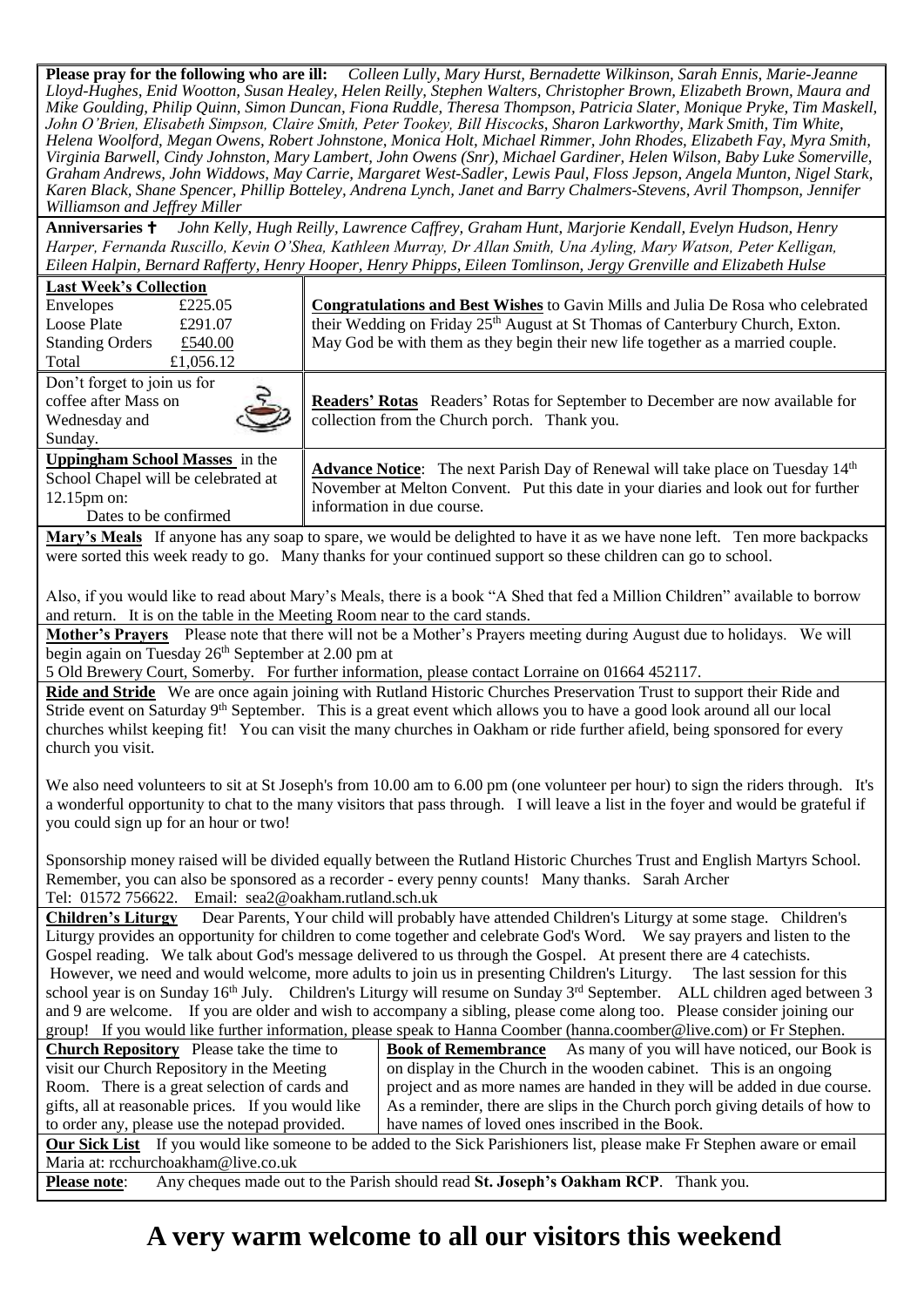**Please pray for the following who are ill:** *Colleen Lully, Mary Hurst, Bernadette Wilkinson, Sarah Ennis, Marie-Jeanne Lloyd-Hughes, Enid Wootton, Susan Healey, Helen Reilly, Stephen Walters, Christopher Brown, Elizabeth Brown, Maura and Mike Goulding, Philip Quinn, Simon Duncan, Fiona Ruddle, Theresa Thompson, Patricia Slater, Monique Pryke, Tim Maskell, John O'Brien, Elisabeth Simpson, Claire Smith, Peter Tookey, Bill Hiscocks, Sharon Larkworthy, Mark Smith, Tim White, Helena Woolford, Megan Owens, Robert Johnstone, Monica Holt, Michael Rimmer, John Rhodes, Elizabeth Fay, Myra Smith, Virginia Barwell, Cindy Johnston, Mary Lambert, John Owens (Snr), Michael Gardiner, Helen Wilson, Baby Luke Somerville, Graham Andrews, John Widdows, May Carrie, Margaret West-Sadler, Lewis Paul, Floss Jepson, Angela Munton, Nigel Stark, Karen Black, Shane Spencer, Phillip Botteley, Andrena Lynch, Janet and Barry Chalmers-Stevens, Avril Thompson, Jennifer Williamson and Jeffrey Miller*

**Anniversaries ✝** *John Kelly, Hugh Reilly, Lawrence Caffrey, Graham Hunt, Marjorie Kendall, Evelyn Hudson, Henry Harper, Fernanda Ruscillo, Kevin O'Shea, Kathleen Murray, Dr Allan Smith, Una Ayling, Mary Watson, Peter Kelligan, Eileen Halpin, Bernard Rafferty, Henry Hooper, Henry Phipps, Eileen Tomlinson, Jergy Grenville and Elizabeth Hulse*

**Last Week's Collection**

| | |
|---|---|
| Envelopes | £225.05 |
| Loose Plate | £291.07 |
| Standing Orders | £540.00 |
| Total | £1,056.12 |

**Congratulations and Best Wishes** to Gavin Mills and Julia De Rosa who celebrated their Wedding on Friday 25th August at St Thomas of Canterbury Church, Exton. May God be with them as they begin their new life together as a married couple.

Don't forget to join us for coffee after Mass on Wednesday and Sunday.

**Readers' Rotas** Readers' Rotas for September to December are now available for collection from the Church porch. Thank you.

**Uppingham School Masses** in the School Chapel will be celebrated at 12.15pm on:
Dates to be confirmed

**Advance Notice**: The next Parish Day of Renewal will take place on Tuesday 14th November at Melton Convent. Put this date in your diaries and look out for further information in due course.

**Mary's Meals** If anyone has any soap to spare, we would be delighted to have it as we have none left. Ten more backpacks were sorted this week ready to go. Many thanks for your continued support so these children can go to school.

Also, if you would like to read about Mary's Meals, there is a book "A Shed that fed a Million Children" available to borrow and return. It is on the table in the Meeting Room near to the card stands.

**Mother's Prayers** Please note that there will not be a Mother's Prayers meeting during August due to holidays. We will begin again on Tuesday 26th September at 2.00 pm at 5 Old Brewery Court, Somerby. For further information, please contact Lorraine on 01664 452117.

**Ride and Stride** We are once again joining with Rutland Historic Churches Preservation Trust to support their Ride and Stride event on Saturday 9th September. This is a great event which allows you to have a good look around all our local churches whilst keeping fit! You can visit the many churches in Oakham or ride further afield, being sponsored for every church you visit.

We also need volunteers to sit at St Joseph's from 10.00 am to 6.00 pm (one volunteer per hour) to sign the riders through. It's a wonderful opportunity to chat to the many visitors that pass through. I will leave a list in the foyer and would be grateful if you could sign up for an hour or two!

Sponsorship money raised will be divided equally between the Rutland Historic Churches Trust and English Martyrs School. Remember, you can also be sponsored as a recorder - every penny counts! Many thanks. Sarah Archer
Tel: 01572 756622. Email: sea2@oakham.rutland.sch.uk

**Children's Liturgy** Dear Parents, Your child will probably have attended Children's Liturgy at some stage. Children's Liturgy provides an opportunity for children to come together and celebrate God's Word. We say prayers and listen to the Gospel reading. We talk about God's message delivered to us through the Gospel. At present there are 4 catechists. However, we need and would welcome, more adults to join us in presenting Children's Liturgy. The last session for this school year is on Sunday 16th July. Children's Liturgy will resume on Sunday 3rd September. ALL children aged between 3 and 9 are welcome. If you are older and wish to accompany a sibling, please come along too. Please consider joining our group! If you would like further information, please speak to Hanna Coomber (hanna.coomber@live.com) or Fr Stephen.

**Church Repository** Please take the time to visit our Church Repository in the Meeting Room. There is a great selection of cards and gifts, all at reasonable prices. If you would like to order any, please use the notepad provided.

**Book of Remembrance** As many of you will have noticed, our Book is on display in the Church in the wooden cabinet. This is an ongoing project and as more names are handed in they will be added in due course. As a reminder, there are slips in the Church porch giving details of how to have names of loved ones inscribed in the Book.

**Our Sick List** If you would like someone to be added to the Sick Parishioners list, please make Fr Stephen aware or email Maria at: rcchurchoakham@live.co.uk

**Please note**: Any cheques made out to the Parish should read **St. Joseph's Oakham RCP**. Thank you.

# A very warm welcome to all our visitors this weekend